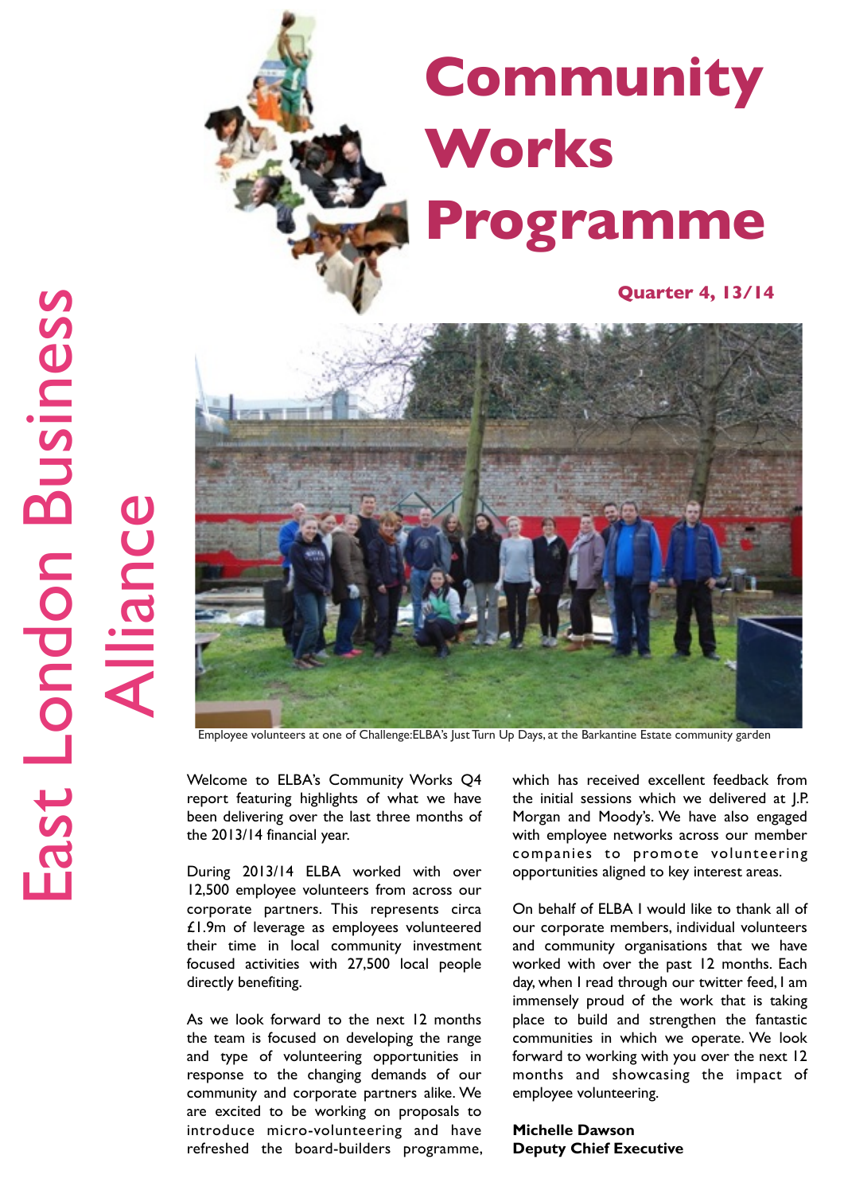East London Business Alliance

# Community Works Programme

**Quarter 4, 13/14**

Employee volunteers at one of Challenge:ELBA's Just Turn Up Days, at the Barkantine Estate community garden

Welcome to ELBA's Community Works Q4 report featuring highlights of what we have been delivering over the last three months of the 2013/14 financial year.

During 2013/14 ELBA worked with over 12,500 employee volunteers from across our corporate partners. This represents circa £1.9m of leverage as employees volunteered their time in local community investment focused activities with 27,500 local people directly benefiting.

As we look forward to the next 12 months the team is focused on developing the range and type of volunteering opportunities in response to the changing demands of our community and corporate partners alike. We are excited to be working on proposals to introduce micro-volunteering and have refreshed the board-builders programme, which has received excellent feedback from the initial sessions which we delivered at J.P. Morgan and Moody's. We have also engaged with employee networks across our member companies to promote volunteering opportunities aligned to key interest areas.

On behalf of ELBA I would like to thank all of our corporate members, individual volunteers and community organisations that we have worked with over the past 12 months. Each day, when I read through our twitter feed, I am immensely proud of the work that is taking place to build and strengthen the fantastic communities in which we operate. We look forward to working with you over the next 12 months and showcasing the impact of employee volunteering.

**Michelle Dawson**
**Deputy Chief Executive**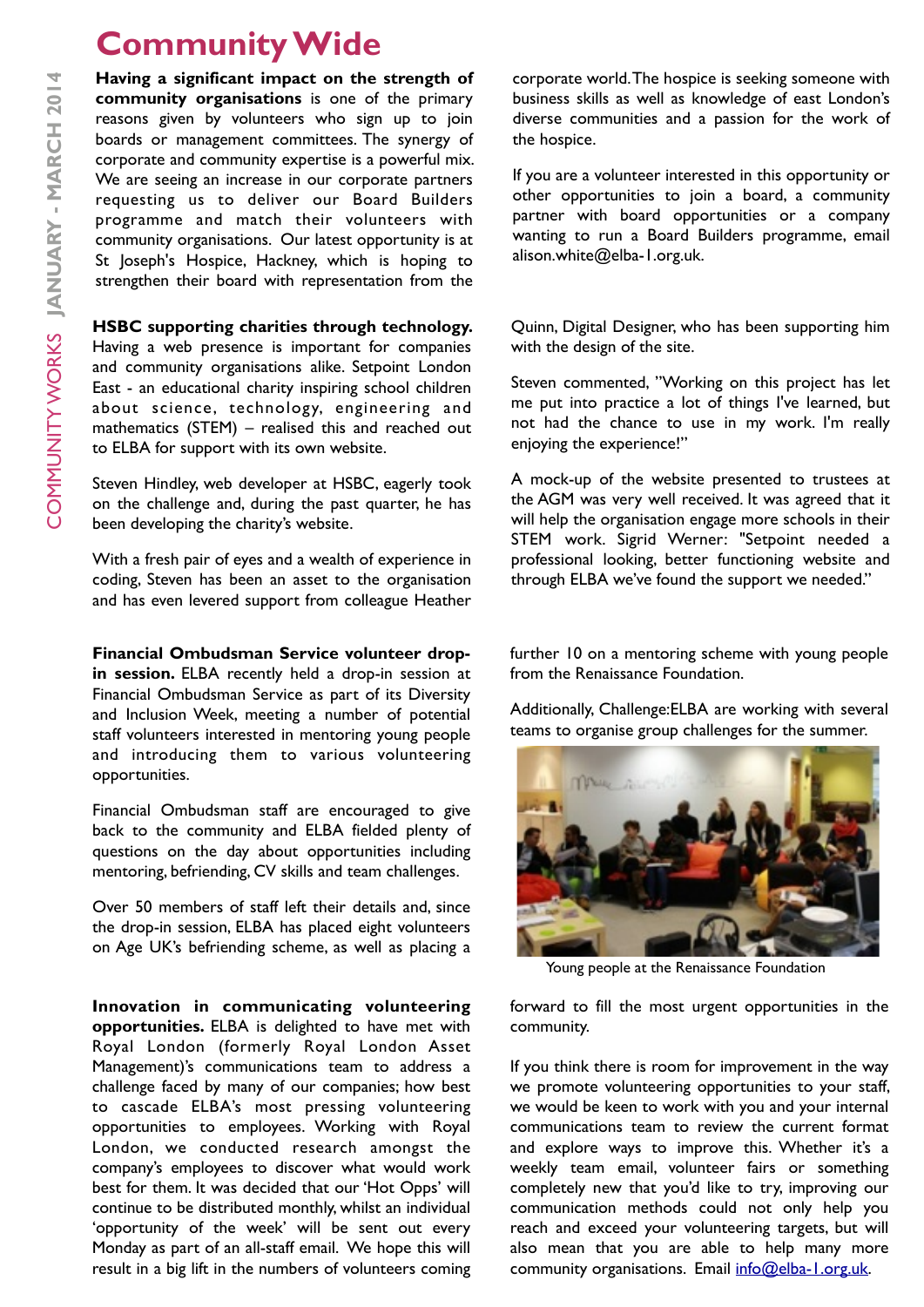# Community Wide

**Having a significant impact on the strength of community organisations** is one of the primary reasons given by volunteers who sign up to join boards or management committees. The synergy of corporate and community expertise is a powerful mix. We are seeing an increase in our corporate partners requesting us to deliver our Board Builders programme and match their volunteers with community organisations. Our latest opportunity is at St Joseph's Hospice, Hackney, which is hoping to strengthen their board with representation from the corporate world. The hospice is seeking someone with business skills as well as knowledge of east London's diverse communities and a passion for the work of the hospice.

If you are a volunteer interested in this opportunity or other opportunities to join a board, a community partner with board opportunities or a company wanting to run a Board Builders programme, email alison.white@elba-1.org.uk.

**HSBC supporting charities through technology.** Having a web presence is important for companies and community organisations alike. Setpoint London East - an educational charity inspiring school children about science, technology, engineering and mathematics (STEM) – realised this and reached out to ELBA for support with its own website.

Steven Hindley, web developer at HSBC, eagerly took on the challenge and, during the past quarter, he has been developing the charity's website.

With a fresh pair of eyes and a wealth of experience in coding, Steven has been an asset to the organisation and has even levered support from colleague Heather Quinn, Digital Designer, who has been supporting him with the design of the site.

Steven commented, "Working on this project has let me put into practice a lot of things I've learned, but not had the chance to use in my work. I'm really enjoying the experience!"

A mock-up of the website presented to trustees at the AGM was very well received. It was agreed that it will help the organisation engage more schools in their STEM work. Sigrid Werner: "Setpoint needed a professional looking, better functioning website and through ELBA we've found the support we needed."

**Financial Ombudsman Service volunteer drop-in session.** ELBA recently held a drop-in session at Financial Ombudsman Service as part of its Diversity and Inclusion Week, meeting a number of potential staff volunteers interested in mentoring young people and introducing them to various volunteering opportunities.

Financial Ombudsman staff are encouraged to give back to the community and ELBA fielded plenty of questions on the day about opportunities including mentoring, befriending, CV skills and team challenges.

Over 50 members of staff left their details and, since the drop-in session, ELBA has placed eight volunteers on Age UK's befriending scheme, as well as placing a further 10 on a mentoring scheme with young people from the Renaissance Foundation.

Additionally, Challenge:ELBA are working with several teams to organise group challenges for the summer.

Young people at the Renaissance Foundation

**Innovation in communicating volunteering opportunities.** ELBA is delighted to have met with Royal London (formerly Royal London Asset Management)'s communications team to address a challenge faced by many of our companies; how best to cascade ELBA's most pressing volunteering opportunities to employees. Working with Royal London, we conducted research amongst the company's employees to discover what would work best for them. It was decided that our 'Hot Opps' will continue to be distributed monthly, whilst an individual 'opportunity of the week' will be sent out every Monday as part of an all-staff email. We hope this will result in a big lift in the numbers of volunteers coming forward to fill the most urgent opportunities in the community.

If you think there is room for improvement in the way we promote volunteering opportunities to your staff, we would be keen to work with you and your internal communications team to review the current format and explore ways to improve this. Whether it's a weekly team email, volunteer fairs or something completely new that you'd like to try, improving our communication methods could not only help you reach and exceed your volunteering targets, but will also mean that you are able to help many more community organisations. Email info@elba-1.org.uk.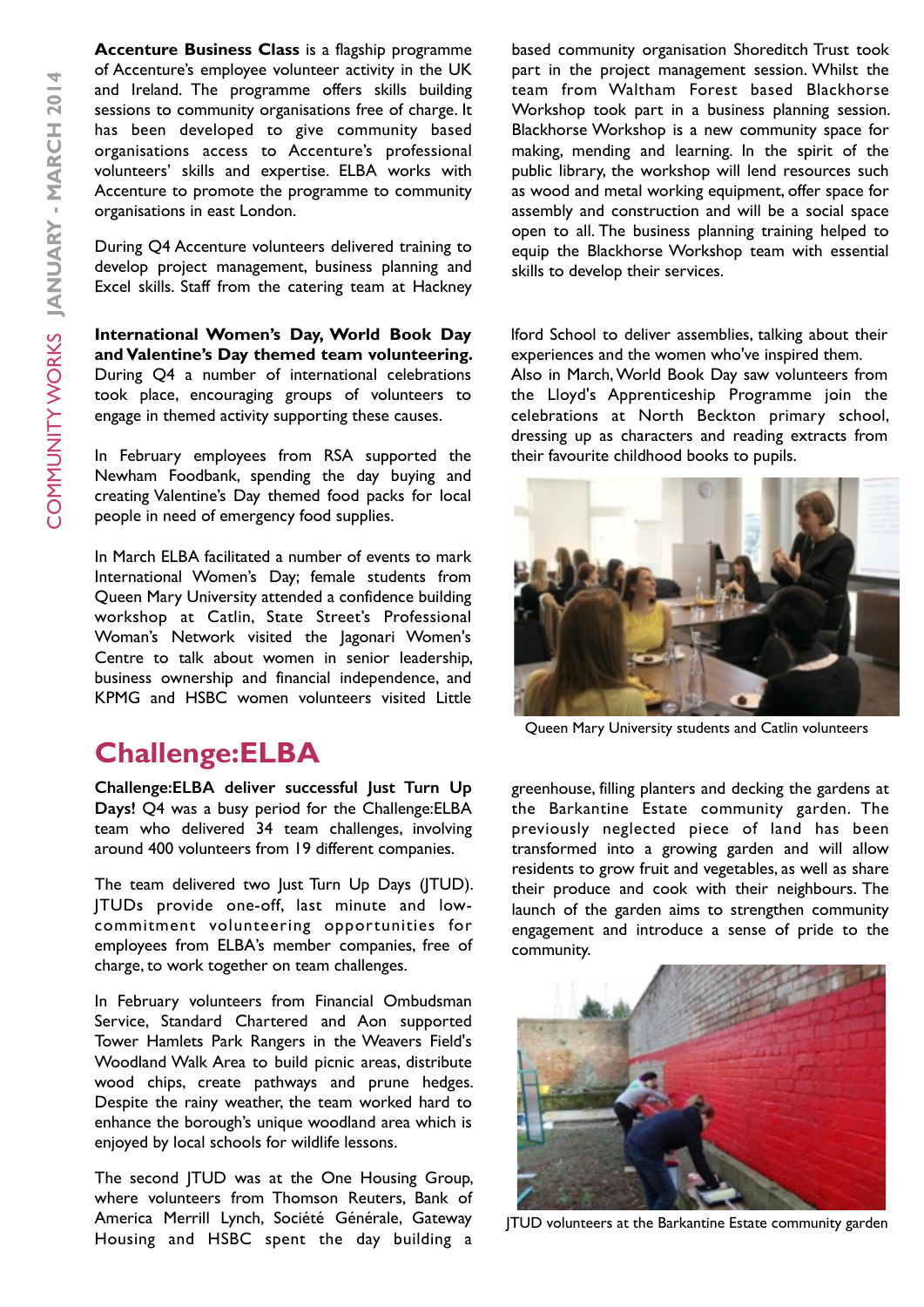**Accenture Business Class** is a flagship programme of Accenture's employee volunteer activity in the UK and Ireland. The programme offers skills building sessions to community organisations free of charge. It has been developed to give community based organisations access to Accenture's professional volunteers' skills and expertise. ELBA works with Accenture to promote the programme to community organisations in east London.

During Q4 Accenture volunteers delivered training to develop project management, business planning and Excel skills. Staff from the catering team at Hackney based community organisation Shoreditch Trust took part in the project management session. Whilst the team from Waltham Forest based Blackhorse Workshop took part in a business planning session. Blackhorse Workshop is a new community space for making, mending and learning. In the spirit of the public library, the workshop will lend resources such as wood and metal working equipment, offer space for assembly and construction and will be a social space open to all. The business planning training helped to equip the Blackhorse Workshop team with essential skills to develop their services.

**International Women's Day, World Book Day and Valentine's Day themed team volunteering.** During Q4 a number of international celebrations took place, encouraging groups of volunteers to engage in themed activity supporting these causes.

In February employees from RSA supported the Newham Foodbank, spending the day buying and creating Valentine's Day themed food packs for local people in need of emergency food supplies.

In March ELBA facilitated a number of events to mark International Women's Day; female students from Queen Mary University attended a confidence building workshop at Catlin, State Street's Professional Woman's Network visited the Jagonari Women's Centre to talk about women in senior leadership, business ownership and financial independence, and KPMG and HSBC women volunteers visited Little Ilford School to deliver assemblies, talking about their experiences and the women who've inspired them.
Also in March, World Book Day saw volunteers from the Lloyd's Apprenticeship Programme join the celebrations at North Beckton primary school, dressing up as characters and reading extracts from their favourite childhood books to pupils.

Queen Mary University students and Catlin volunteers

## Challenge:ELBA

**Challenge:ELBA deliver successful Just Turn Up Days!** Q4 was a busy period for the Challenge:ELBA team who delivered 34 team challenges, involving around 400 volunteers from 19 different companies.

The team delivered two Just Turn Up Days (JTUD). JTUDs provide one-off, last minute and low-commitment volunteering opportunities for employees from ELBA's member companies, free of charge, to work together on team challenges.

In February volunteers from Financial Ombudsman Service, Standard Chartered and Aon supported Tower Hamlets Park Rangers in the Weavers Field's Woodland Walk Area to build picnic areas, distribute wood chips, create pathways and prune hedges. Despite the rainy weather, the team worked hard to enhance the borough's unique woodland area which is enjoyed by local schools for wildlife lessons.

The second JTUD was at the One Housing Group, where volunteers from Thomson Reuters, Bank of America Merrill Lynch, Société Générale, Gateway Housing and HSBC spent the day building a greenhouse, filling planters and decking the gardens at the Barkantine Estate community garden. The previously neglected piece of land has been transformed into a growing garden and will allow residents to grow fruit and vegetables, as well as share their produce and cook with their neighbours. The launch of the garden aims to strengthen community engagement and introduce a sense of pride to the community.

JTUD volunteers at the Barkantine Estate community garden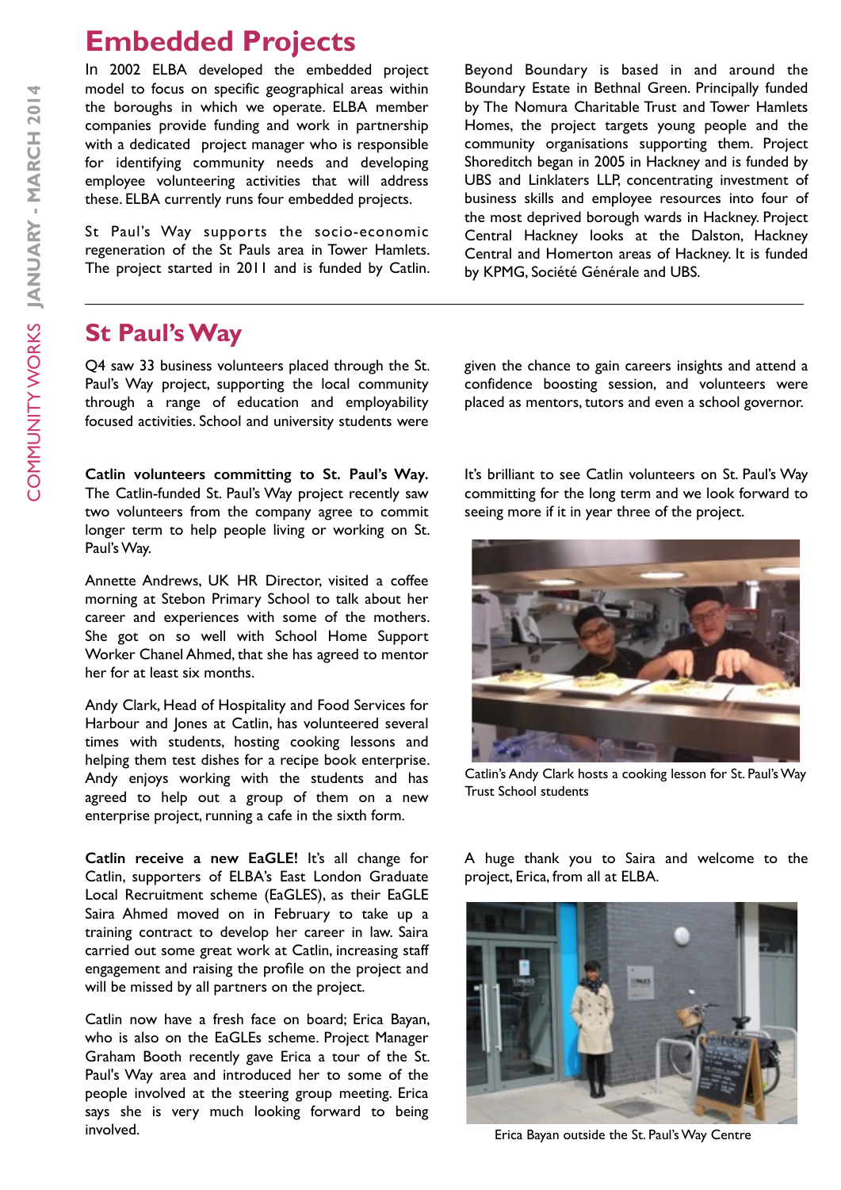# Embedded Projects

In 2002 ELBA developed the embedded project model to focus on specific geographical areas within the boroughs in which we operate. ELBA member companies provide funding and work in partnership with a dedicated project manager who is responsible for identifying community needs and developing employee volunteering activities that will address these. ELBA currently runs four embedded projects.

St Paul's Way supports the socio-economic regeneration of the St Pauls area in Tower Hamlets. The project started in 2011 and is funded by Catlin.

Beyond Boundary is based in and around the Boundary Estate in Bethnal Green. Principally funded by The Nomura Charitable Trust and Tower Hamlets Homes, the project targets young people and the community organisations supporting them. Project Shoreditch began in 2005 in Hackney and is funded by UBS and Linklaters LLP, concentrating investment of business skills and employee resources into four of the most deprived borough wards in Hackney. Project Central Hackney looks at the Dalston, Hackney Central and Homerton areas of Hackney. It is funded by KPMG, Société Générale and UBS.

---

## St Paul's Way

Q4 saw 33 business volunteers placed through the St. Paul's Way project, supporting the local community through a range of education and employability focused activities. School and university students were given the chance to gain careers insights and attend a confidence boosting session, and volunteers were placed as mentors, tutors and even a school governor.

**Catlin volunteers committing to St. Paul's Way.** The Catlin-funded St. Paul's Way project recently saw two volunteers from the company agree to commit longer term to help people living or working on St. Paul's Way.

Annette Andrews, UK HR Director, visited a coffee morning at Stebon Primary School to talk about her career and experiences with some of the mothers. She got on so well with School Home Support Worker Chanel Ahmed, that she has agreed to mentor her for at least six months.

Andy Clark, Head of Hospitality and Food Services for Harbour and Jones at Catlin, has volunteered several times with students, hosting cooking lessons and helping them test dishes for a recipe book enterprise. Andy enjoys working with the students and has agreed to help out a group of them on a new enterprise project, running a cafe in the sixth form.

It's brilliant to see Catlin volunteers on St. Paul's Way committing for the long term and we look forward to seeing more if it in year three of the project.

Catlin's Andy Clark hosts a cooking lesson for St. Paul's Way Trust School students

**Catlin receive a new EaGLE!** It's all change for Catlin, supporters of ELBA's East London Graduate Local Recruitment scheme (EaGLES), as their EaGLE Saira Ahmed moved on in February to take up a training contract to develop her career in law. Saira carried out some great work at Catlin, increasing staff engagement and raising the profile on the project and will be missed by all partners on the project.

Catlin now have a fresh face on board; Erica Bayan, who is also on the EaGLEs scheme. Project Manager Graham Booth recently gave Erica a tour of the St. Paul's Way area and introduced her to some of the people involved at the steering group meeting. Erica says she is very much looking forward to being involved.

A huge thank you to Saira and welcome to the project, Erica, from all at ELBA.

Erica Bayan outside the St. Paul's Way Centre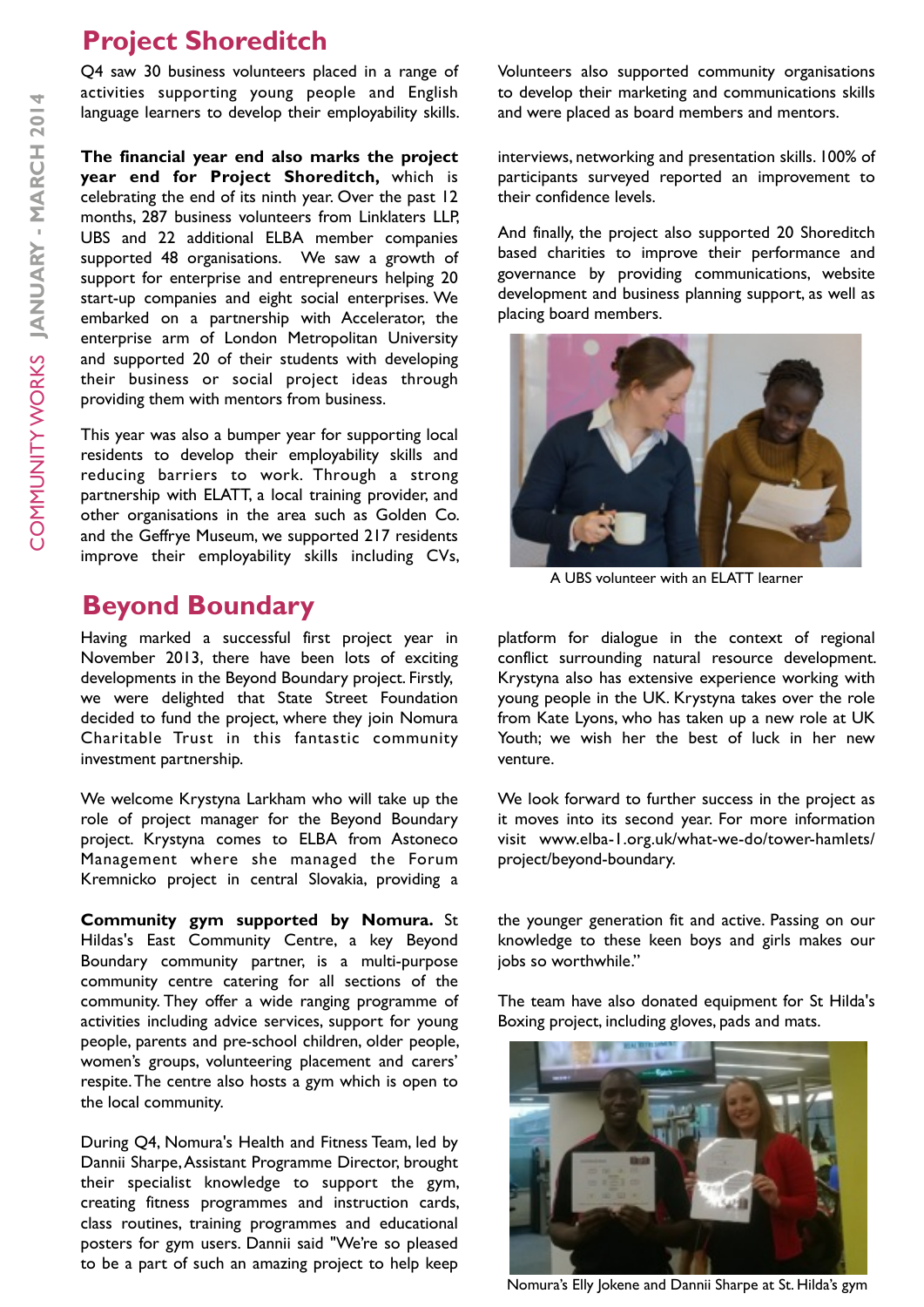## Project Shoreditch

Q4 saw 30 business volunteers placed in a range of activities supporting young people and English language learners to develop their employability skills.

**The financial year end also marks the project year end for Project Shoreditch,** which is celebrating the end of its ninth year. Over the past 12 months, 287 business volunteers from Linklaters LLP, UBS and 22 additional ELBA member companies supported 48 organisations. We saw a growth of support for enterprise and entrepreneurs helping 20 start-up companies and eight social enterprises. We embarked on a partnership with Accelerator, the enterprise arm of London Metropolitan University and supported 20 of their students with developing their business or social project ideas through providing them with mentors from business.

This year was also a bumper year for supporting local residents to develop their employability skills and reducing barriers to work. Through a strong partnership with ELATT, a local training provider, and other organisations in the area such as Golden Co. and the Geffrye Museum, we supported 217 residents improve their employability skills including CVs, interviews, networking and presentation skills. 100% of participants surveyed reported an improvement to their confidence levels.

Volunteers also supported community organisations to develop their marketing and communications skills and were placed as board members and mentors.

And finally, the project also supported 20 Shoreditch based charities to improve their performance and governance by providing communications, website development and business planning support, as well as placing board members.

A UBS volunteer with an ELATT learner

## Beyond Boundary

Having marked a successful first project year in November 2013, there have been lots of exciting developments in the Beyond Boundary project. Firstly, we were delighted that State Street Foundation decided to fund the project, where they join Nomura Charitable Trust in this fantastic community investment partnership.

We welcome Krystyna Larkham who will take up the role of project manager for the Beyond Boundary project. Krystyna comes to ELBA from Astoneco Management where she managed the Forum Kremnicko project in central Slovakia, providing a platform for dialogue in the context of regional conflict surrounding natural resource development. Krystyna also has extensive experience working with young people in the UK. Krystyna takes over the role from Kate Lyons, who has taken up a new role at UK Youth; we wish her the best of luck in her new venture.

We look forward to further success in the project as it moves into its second year. For more information visit www.elba-1.org.uk/what-we-do/tower-hamlets/project/beyond-boundary.

**Community gym supported by Nomura.** St Hildas's East Community Centre, a key Beyond Boundary community partner, is a multi-purpose community centre catering for all sections of the community. They offer a wide ranging programme of activities including advice services, support for young people, parents and pre-school children, older people, women's groups, volunteering placement and carers' respite. The centre also hosts a gym which is open to the local community.

During Q4, Nomura's Health and Fitness Team, led by Dannii Sharpe, Assistant Programme Director, brought their specialist knowledge to support the gym, creating fitness programmes and instruction cards, class routines, training programmes and educational posters for gym users. Dannii said "We're so pleased to be a part of such an amazing project to help keep the younger generation fit and active. Passing on our knowledge to these keen boys and girls makes our jobs so worthwhile."

The team have also donated equipment for St Hilda's Boxing project, including gloves, pads and mats.

Nomura's Elly Jokene and Dannii Sharpe at St. Hilda's gym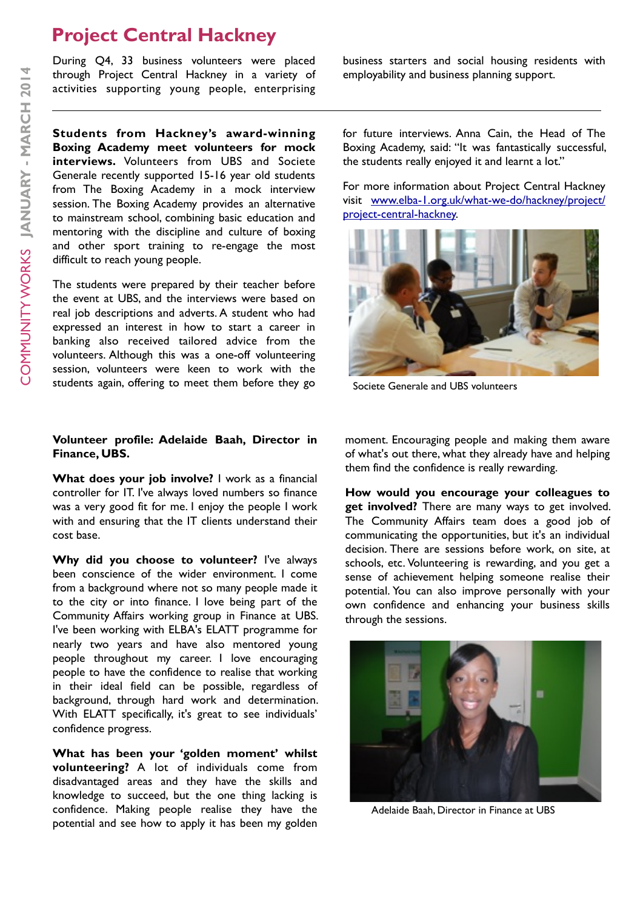# Project Central Hackney

During Q4, 33 business volunteers were placed through Project Central Hackney in a variety of activities supporting young people, enterprising business starters and social housing residents with employability and business planning support.

---

**Students from Hackney's award-winning Boxing Academy meet volunteers for mock interviews.** Volunteers from UBS and Societe Generale recently supported 15-16 year old students from The Boxing Academy in a mock interview session. The Boxing Academy provides an alternative to mainstream school, combining basic education and mentoring with the discipline and culture of boxing and other sport training to re-engage the most difficult to reach young people.

The students were prepared by their teacher before the event at UBS, and the interviews were based on real job descriptions and adverts. A student who had expressed an interest in how to start a career in banking also received tailored advice from the volunteers. Although this was a one-off volunteering session, volunteers were keen to work with the students again, offering to meet them before they go for future interviews. Anna Cain, the Head of The Boxing Academy, said: "It was fantastically successful, the students really enjoyed it and learnt a lot."

For more information about Project Central Hackney visit [www.elba-1.org.uk/what-we-do/hackney/project/project-central-hackney](www.elba-1.org.uk/what-we-do/hackney/project/project-central-hackney).

Societe Generale and UBS volunteers

**Volunteer profile: Adelaide Baah, Director in Finance, UBS.**

**What does your job involve?** I work as a financial controller for IT. I've always loved numbers so finance was a very good fit for me. I enjoy the people I work with and ensuring that the IT clients understand their cost base.

**Why did you choose to volunteer?** I've always been conscience of the wider environment. I come from a background where not so many people made it to the city or into finance. I love being part of the Community Affairs working group in Finance at UBS. I've been working with ELBA's ELATT programme for nearly two years and have also mentored young people throughout my career. I love encouraging people to have the confidence to realise that working in their ideal field can be possible, regardless of background, through hard work and determination. With ELATT specifically, it's great to see individuals' confidence progress.

**What has been your 'golden moment' whilst volunteering?** A lot of individuals come from disadvantaged areas and they have the skills and knowledge to succeed, but the one thing lacking is confidence. Making people realise they have the potential and see how to apply it has been my golden moment. Encouraging people and making them aware of what's out there, what they already have and helping them find the confidence is really rewarding.

**How would you encourage your colleagues to get involved?** There are many ways to get involved. The Community Affairs team does a good job of communicating the opportunities, but it's an individual decision. There are sessions before work, on site, at schools, etc. Volunteering is rewarding, and you get a sense of achievement helping someone realise their potential. You can also improve personally with your own confidence and enhancing your business skills through the sessions.

Adelaide Baah, Director in Finance at UBS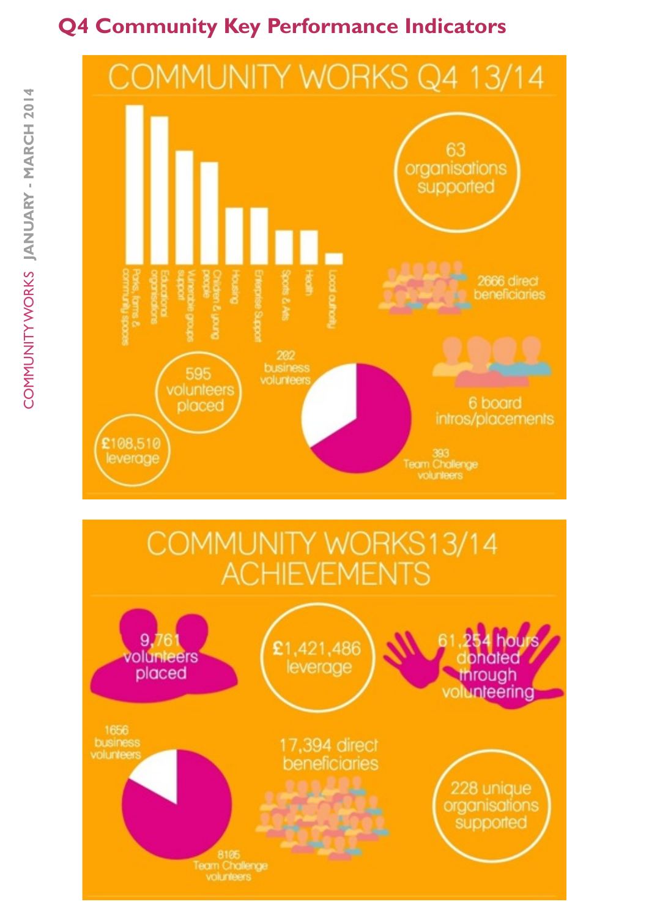# Q4 Community Key Performance Indicators

## COMMUNITY WORKS Q4 13/14

Parks, farms & community spaces
Educational organisations
Vulnerable groups support
Children & young people
Housing
Enterprise Support
Sports & Arts
Health
Local authority

63 organisations supported

2666 direct beneficiaries

6 board intros/placements

595 volunteers placed

£108,510 leverage

202 business volunteers

393 Team Challenge volunteers

## COMMUNITY WORKS 13/14 ACHIEVEMENTS

9,761 volunteers placed

£1,421,486 leverage

61,254 hours donated through volunteering

1656 business volunteers

8105 Team Challenge volunteers

17,394 direct beneficiaries

228 unique organisations supported